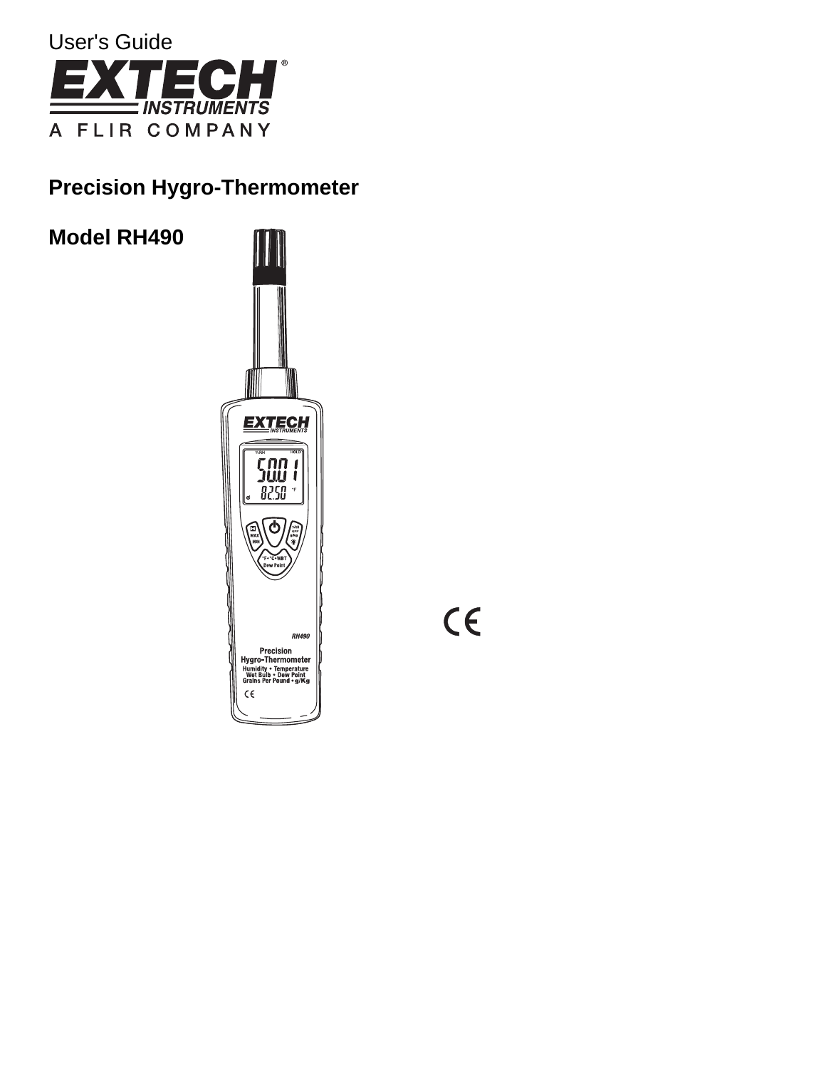User's Guide

# EXTECH INSTRUMENTS

A FLIR COMPANY

## Precision Hygro-Thermometer

## Model RH490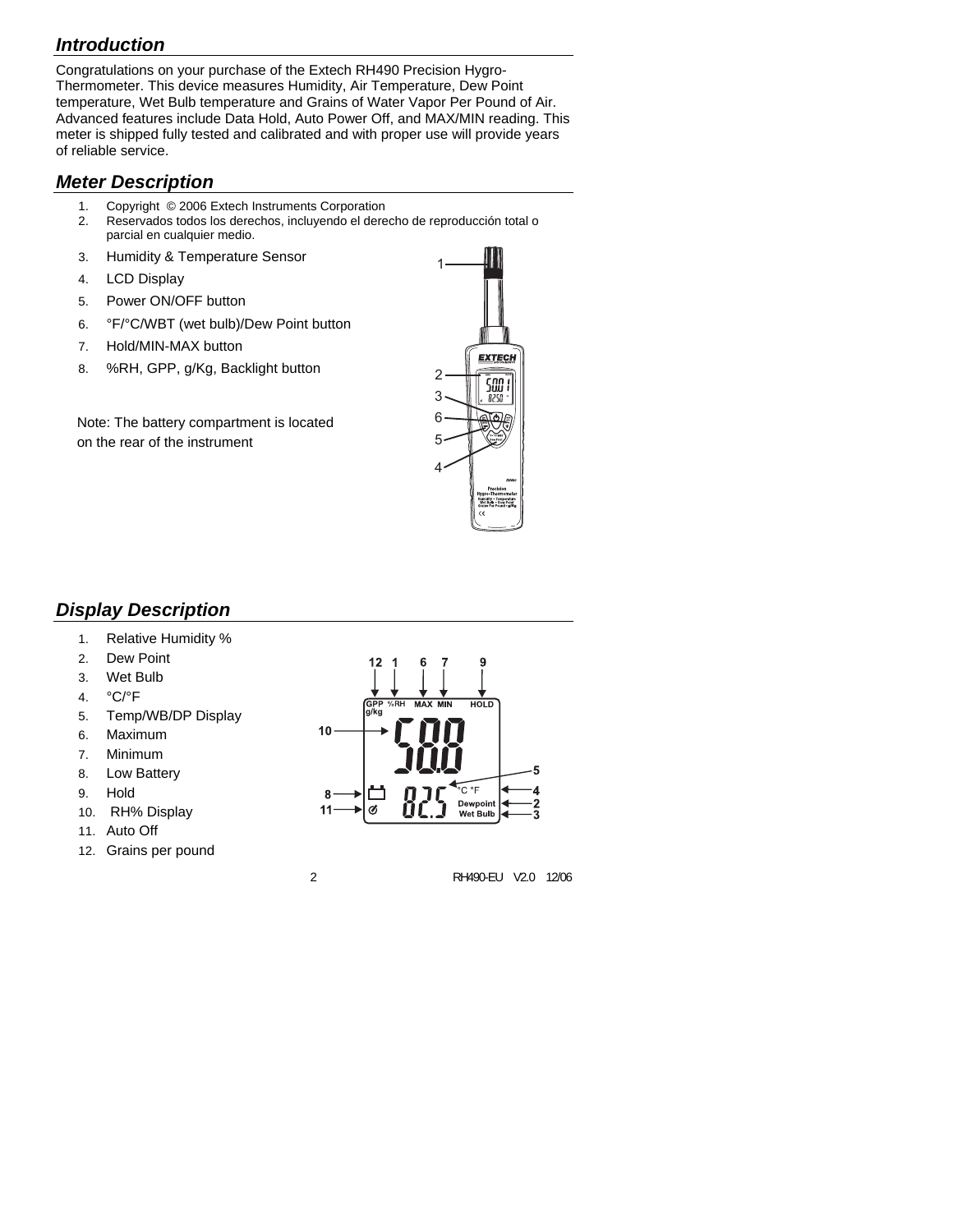## Introduction

Congratulations on your purchase of the Extech RH490 Precision Hygro-Thermometer. This device measures Humidity, Air Temperature, Dew Point temperature, Wet Bulb temperature and Grains of Water Vapor Per Pound of Air. Advanced features include Data Hold, Auto Power Off, and MAX/MIN reading. This meter is shipped fully tested and calibrated and with proper use will provide years of reliable service.

## Meter Description

1. Copyright © 2006 Extech Instruments Corporation
2. Reservados todos los derechos, incluyendo el derecho de reproducción total o parcial en cualquier medio.
3. Humidity & Temperature Sensor
4. LCD Display
5. Power ON/OFF button
6. °F/°C/WBT (wet bulb)/Dew Point button
7. Hold/MIN-MAX button
8. %RH, GPP, g/Kg, Backlight button

Note: The battery compartment is located on the rear of the instrument

## Display Description

1. Relative Humidity %
2. Dew Point
3. Wet Bulb
4. °C/°F
5. Temp/WB/DP Display
6. Maximum
7. Minimum
8. Low Battery
9. Hold
10. RH% Display
11. Auto Off
12. Grains per pound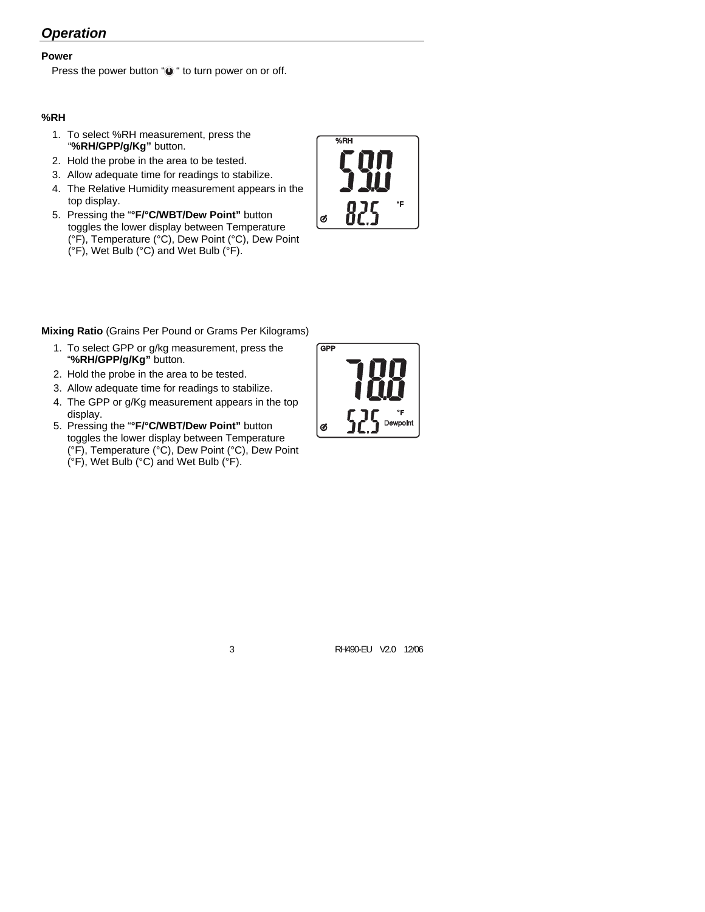## *Operation*

**Power**

Press the power button "⏻ " to turn power on or off.

**%RH**

1. To select %RH measurement, press the "**%RH/GPP/g/Kg"** button.
2. Hold the probe in the area to be tested.
3. Allow adequate time for readings to stabilize.
4. The Relative Humidity measurement appears in the top display.
5. Pressing the "**°F/°C/WBT/Dew Point"** button toggles the lower display between Temperature (°F), Temperature (°C), Dew Point (°C), Dew Point (°F), Wet Bulb (°C) and Wet Bulb (°F).

**Mixing Ratio** (Grains Per Pound or Grams Per Kilograms)

1. To select GPP or g/kg measurement, press the "**%RH/GPP/g/Kg"** button.
2. Hold the probe in the area to be tested.
3. Allow adequate time for readings to stabilize.
4. The GPP or g/Kg measurement appears in the top display.
5. Pressing the "**°F/°C/WBT/Dew Point"** button toggles the lower display between Temperature (°F), Temperature (°C), Dew Point (°C), Dew Point (°F), Wet Bulb (°C) and Wet Bulb (°F).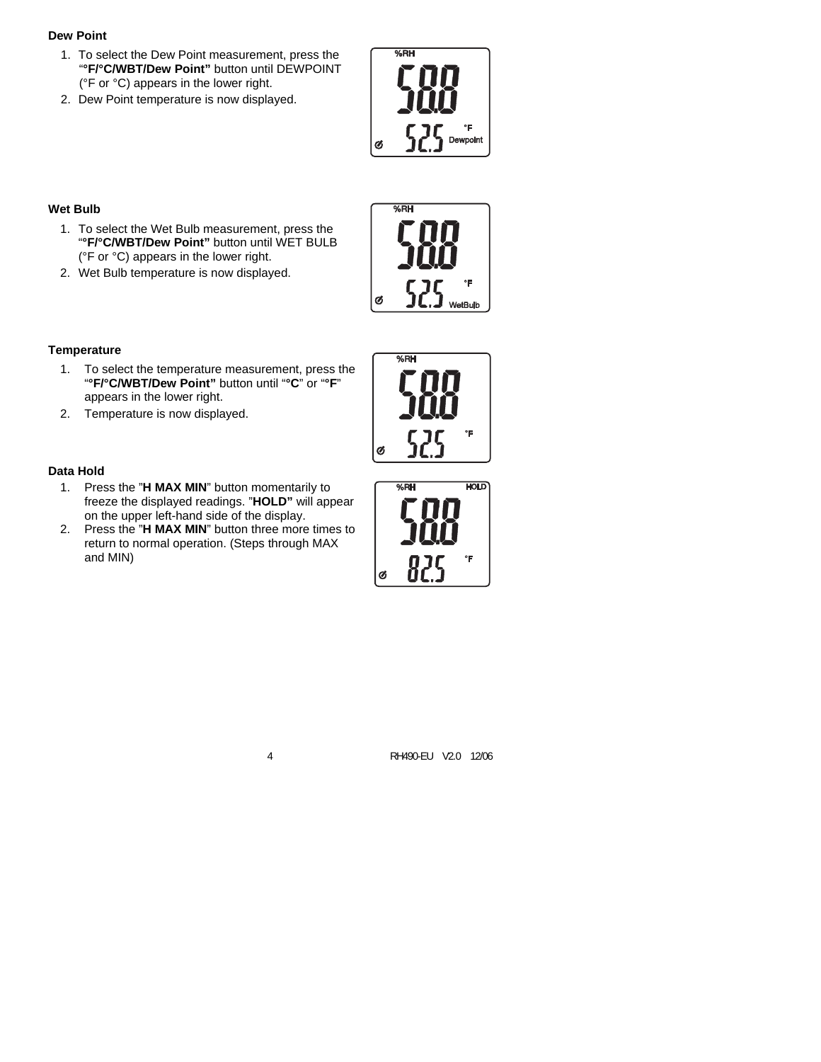**Dew Point**

1. To select the Dew Point measurement, press the "**°F/°C/WBT/Dew Point"** button until DEWPOINT (°F or °C) appears in the lower right.
2. Dew Point temperature is now displayed.

**Wet Bulb**

1. To select the Wet Bulb measurement, press the "**°F/°C/WBT/Dew Point"** button until WET BULB (°F or °C) appears in the lower right.
2. Wet Bulb temperature is now displayed.

**Temperature**

1. To select the temperature measurement, press the "**°F/°C/WBT/Dew Point"** button until "**°C**" or "**°F**" appears in the lower right.
2. Temperature is now displayed.

**Data Hold**

1. Press the "**H MAX MIN**" button momentarily to freeze the displayed readings. "**HOLD"** will appear on the upper left-hand side of the display.
2. Press the "**H MAX MIN**" button three more times to return to normal operation. (Steps through MAX and MIN)

RH490-EU V2.0 12/06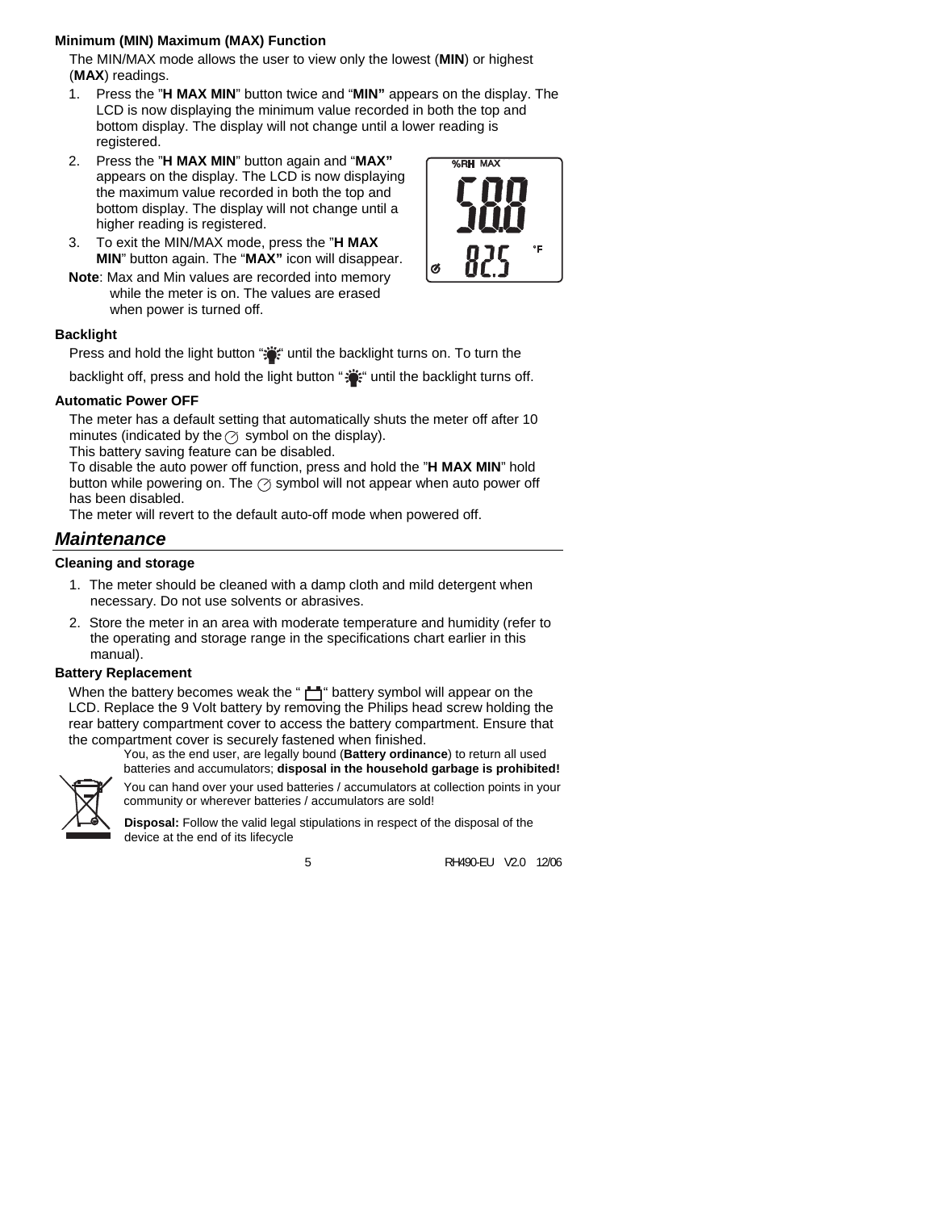**Minimum (MIN) Maximum (MAX) Function**

The MIN/MAX mode allows the user to view only the lowest (**MIN**) or highest (**MAX**) readings.

1. Press the "**H MAX MIN**" button twice and "**MIN"** appears on the display. The LCD is now displaying the minimum value recorded in both the top and bottom display. The display will not change until a lower reading is registered.
2. Press the "**H MAX MIN**" button again and "**MAX"** appears on the display. The LCD is now displaying the maximum value recorded in both the top and bottom display. The display will not change until a higher reading is registered.
3. To exit the MIN/MAX mode, press the "**H MAX MIN**" button again. The "**MAX"** icon will disappear.

**Note**: Max and Min values are recorded into memory while the meter is on. The values are erased when power is turned off.

**Backlight**

Press and hold the light button " " until the backlight turns on. To turn the backlight off, press and hold the light button " " until the backlight turns off.

**Automatic Power OFF**

The meter has a default setting that automatically shuts the meter off after 10 minutes (indicated by the symbol on the display).
This battery saving feature can be disabled.
To disable the auto power off function, press and hold the "**H MAX MIN**" hold button while powering on. The symbol will not appear when auto power off has been disabled.
The meter will revert to the default auto-off mode when powered off.

## *Maintenance*

**Cleaning and storage**

1. The meter should be cleaned with a damp cloth and mild detergent when necessary. Do not use solvents or abrasives.
2. Store the meter in an area with moderate temperature and humidity (refer to the operating and storage range in the specifications chart earlier in this manual).

**Battery Replacement**

When the battery becomes weak the " " battery symbol will appear on the LCD. Replace the 9 Volt battery by removing the Philips head screw holding the rear battery compartment cover to access the battery compartment. Ensure that the compartment cover is securely fastened when finished.

You, as the end user, are legally bound (**Battery ordinance**) to return all used batteries and accumulators; **disposal in the household garbage is prohibited!**

You can hand over your used batteries / accumulators at collection points in your community or wherever batteries / accumulators are sold!

**Disposal:** Follow the valid legal stipulations in respect of the disposal of the device at the end of its lifecycle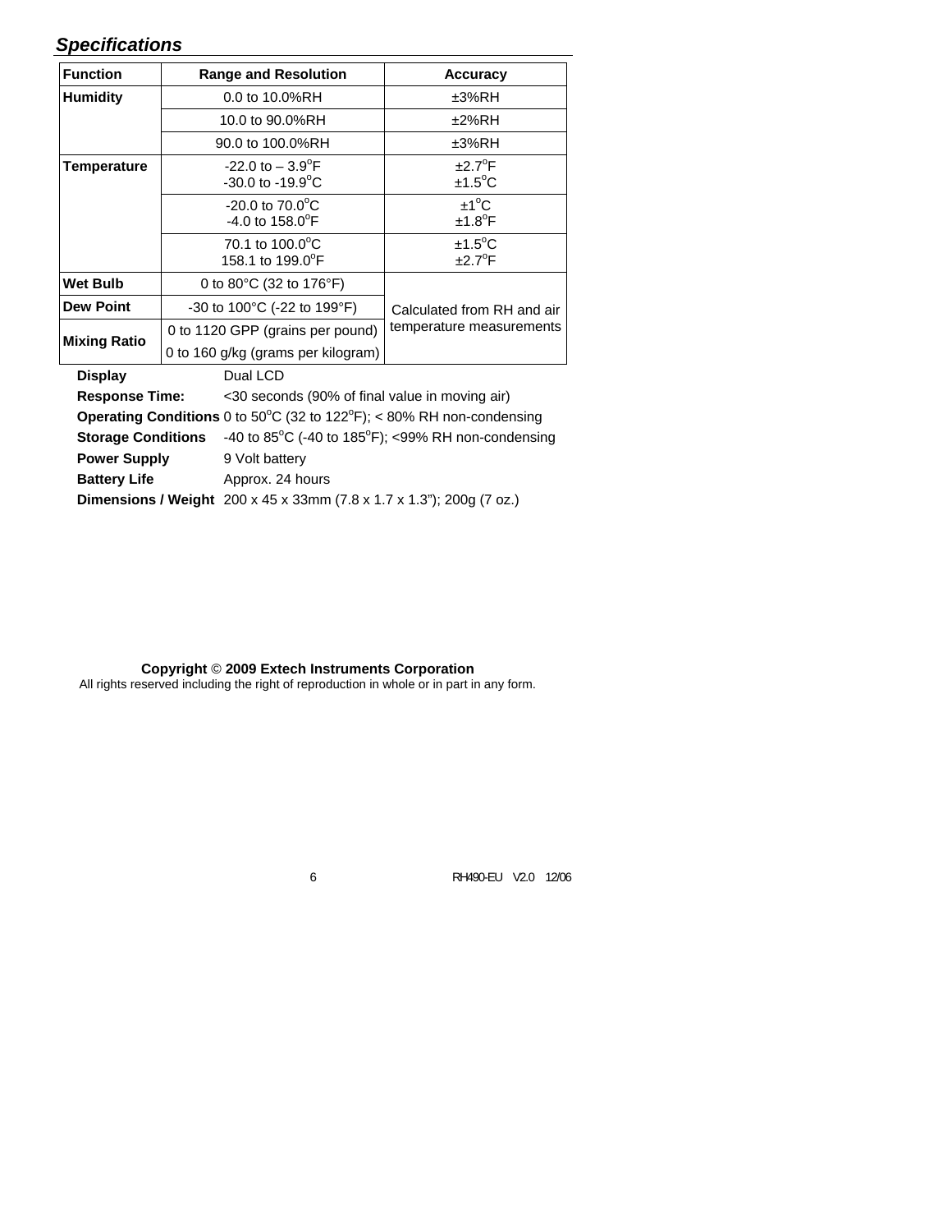## *Specifications*

| Function | Range and Resolution | Accuracy |
|---|---|---|
| **Humidity** | 0.0 to 10.0%RH | ±3%RH |
| | 10.0 to 90.0%RH | ±2%RH |
| | 90.0 to 100.0%RH | ±3%RH |
| **Temperature** | -22.0 to – 3.9°F<br>-30.0 to -19.9°C | ±2.7°F<br>±1.5°C |
| | -20.0 to 70.0°C<br>-4.0 to 158.0°F | ±1°C<br>±1.8°F |
| | 70.1 to 100.0°C<br>158.1 to 199.0°F | ±1.5°C<br>±2.7°F |
| **Wet Bulb** | 0 to 80°C (32 to 176°F) | Calculated from RH and air temperature measurements |
| **Dew Point** | -30 to 100°C (-22 to 199°F) | |
| **Mixing Ratio** | 0 to 1120 GPP (grains per pound)<br>0 to 160 g/kg (grams per kilogram) | |

**Display** Dual LCD

**Response Time:** <30 seconds (90% of final value in moving air)

**Operating Conditions** 0 to 50°C (32 to 122°F); < 80% RH non-condensing

**Storage Conditions** -40 to 85°C (-40 to 185°F); <99% RH non-condensing

**Power Supply** 9 Volt battery

**Battery Life** Approx. 24 hours

**Dimensions / Weight** 200 x 45 x 33mm (7.8 x 1.7 x 1.3"); 200g (7 oz.)

**Copyright © 2009 Extech Instruments Corporation**

All rights reserved including the right of reproduction in whole or in part in any form.

RH490-EU V2.0 12/06